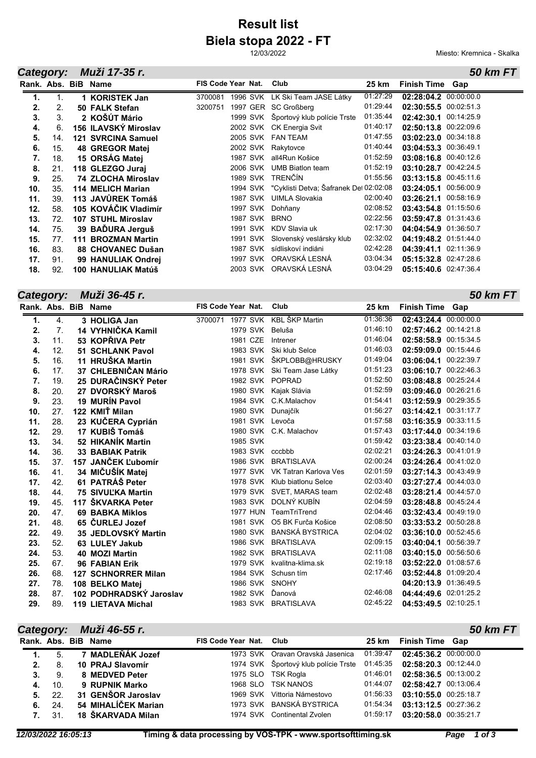# Result list
# Biela stopa 2022 - FT

12/03/2022

Miesto: Kremnica - Skalka

## Category: Muži 17-35 r. — 50 km FT

| Rank. | Abs. | BiB | Name | FIS Code | Year | Nat. | Club | 25 km | Finish Time | Gap |
|---|---|---|---|---|---|---|---|---|---|---|
| 1. | 1. | 1 | **KORISTEK Jan** | 3700081 | 1996 | SVK | LK Ski Team JASE Látky | 01:27:29 | **02:28:04.2** | 00:00:00.0 |
| 2. | 2. | 50 | **FALK Stefan** | 3200751 | 1997 | GER | SC Großberg | 01:29:44 | **02:30:55.5** | 00:02:51.3 |
| 3. | 3. | 2 | **KOŠÚT Mário** | | 1999 | SVK | Športový klub polície Trste | 01:35:44 | **02:42:30.1** | 00:14:25.9 |
| 4. | 6. | 156 | **ILAVSKÝ Miroslav** | | 2002 | SVK | CK Energia Svit | 01:40:17 | **02:50:13.8** | 00:22:09.6 |
| 5. | 14. | 121 | **SVRCINA Samuel** | | 2005 | SVK | FAN TEAM | 01:47:55 | **03:02:23.0** | 00:34:18.8 |
| 6. | 15. | 48 | **GREGOR Matej** | | 2002 | SVK | Rakytovce | 01:40:44 | **03:04:53.3** | 00:36:49.1 |
| 7. | 18. | 15 | **ORSÁG Matej** | | 1987 | SVK | all4Run Košice | 01:52:59 | **03:08:16.8** | 00:40:12.6 |
| 8. | 21. | 118 | **GLEZGO Juraj** | | 2006 | SVK | UMB Biatlon team | 01:52:19 | **03:10:28.7** | 00:42:24.5 |
| 9. | 25. | 74 | **ZLOCHA Miroslav** | | 1989 | SVK | TRENČÍN | 01:55:56 | **03:13:15.8** | 00:45:11.6 |
| 10. | 35. | 114 | **MELICH Marian** | | 1994 | SVK | "Cyklisti Detva; Šafranek De | 02:02:08 | **03:24:05.1** | 00:56:00.9 |
| 11. | 39. | 113 | **JAVŮREK Tomáš** | | 1987 | SVK | UIMLA Slovakia | 02:00:40 | **03:26:21.1** | 00:58:16.9 |
| 12. | 58. | 105 | **KOVÁČIK Vladimír** | | 1997 | SVK | Dohňany | 02:08:52 | **03:43:54.8** | 01:15:50.6 |
| 13. | 72. | 107 | **STUHL Miroslav** | | 1987 | SVK | BRNO | 02:22:56 | **03:59:47.8** | 01:31:43.6 |
| 14. | 75. | 39 | **BAĎURA Jerguš** | | 1991 | SVK | KDV Slavia uk | 02:17:30 | **04:04:54.9** | 01:36:50.7 |
| 15. | 77. | 111 | **BROZMAN Martin** | | 1991 | SVK | Slovenský veslársky klub | 02:32:02 | **04:19:48.2** | 01:51:44.0 |
| 16. | 83. | 88 | **CHOVANEC Dušan** | | 1987 | SVK | sídliskoví indiáni | 02:42:28 | **04:39:41.1** | 02:11:36.9 |
| 17. | 91. | 99 | **HANULIAK Ondrej** | | 1997 | SVK | ORAVSKÁ LESNÁ | 03:04:34 | **05:15:32.8** | 02:47:28.6 |
| 18. | 92. | 100 | **HANULIAK Matúš** | | 2003 | SVK | ORAVSKÁ LESNÁ | 03:04:29 | **05:15:40.6** | 02:47:36.4 |

## Category: Muži 36-45 r. — 50 km FT

| Rank. | Abs. | BiB | Name | FIS Code | Year | Nat. | Club | 25 km | Finish Time | Gap |
|---|---|---|---|---|---|---|---|---|---|---|
| 1. | 4. | 3 | **HOLIGA Jan** | 3700071 | 1977 | SVK | KBL ŠKP Martin | 01:36:36 | **02:43:24.4** | 00:00:00.0 |
| 2. | 7. | 14 | **VYHNIČKA Kamil** | | 1979 | SVK | Beluša | 01:46:10 | **02:57:46.2** | 00:14:21.8 |
| 3. | 11. | 53 | **KOPŘIVA Petr** | | 1981 | CZE | Intrener | 01:46:04 | **02:58:58.9** | 00:15:34.5 |
| 4. | 12. | 51 | **SCHLANK Pavol** | | 1983 | SVK | Ski klub Selce | 01:46:03 | **02:59:09.0** | 00:15:44.6 |
| 5. | 16. | 11 | **HRUŠKA Martin** | | 1981 | SVK | ŠKPLOBB@HRUSKY | 01:49:04 | **03:06:04.1** | 00:22:39.7 |
| 6. | 17. | 37 | **CHLEBNIČAN Mário** | | 1978 | SVK | Ski Team Jase Látky | 01:51:23 | **03:06:10.7** | 00:22:46.3 |
| 7. | 19. | 25 | **DURAČINSKÝ Peter** | | 1982 | SVK | POPRAD | 01:52:50 | **03:08:48.8** | 00:25:24.4 |
| 8. | 20. | 27 | **DVORSKÝ Maroš** | | 1980 | SVK | Kajak Slávia | 01:52:59 | **03:09:46.0** | 00:26:21.6 |
| 9. | 23. | 19 | **MURÍN Pavol** | | 1984 | SVK | C.K.Malachov | 01:54:41 | **03:12:59.9** | 00:29:35.5 |
| 10. | 27. | 122 | **KMIŤ Milan** | | 1980 | SVK | Dunajčík | 01:56:27 | **03:14:42.1** | 00:31:17.7 |
| 11. | 28. | 23 | **KUČERA Cyprián** | | 1981 | SVK | Levoča | 01:57:58 | **03:16:35.9** | 00:33:11.5 |
| 12. | 29. | 17 | **KUBIŠ Tomáš** | | 1980 | SVK | C.K. Malachov | 01:57:43 | **03:17:44.0** | 00:34:19.6 |
| 13. | 34. | 52 | **HIKANÍK Martin** | | 1985 | SVK | | 01:59:42 | **03:23:38.4** | 00:40:14.0 |
| 14. | 36. | 33 | **BABIAK Patrik** | | 1983 | SVK | cccbbb | 02:02:21 | **03:24:26.3** | 00:41:01.9 |
| 15. | 37. | 157 | **JANČEK Ľubomír** | | 1986 | SVK | BRATISLAVA | 02:00:24 | **03:24:26.4** | 00:41:02.0 |
| 16. | 41. | 34 | **MIČUŠÍK Matej** | | 1977 | SVK | VK Tatran Karlova Ves | 02:01:59 | **03:27:14.3** | 00:43:49.9 |
| 17. | 42. | 61 | **PATRÁŠ Peter** | | 1978 | SVK | Klub biatlonu Selce | 02:03:40 | **03:27:27.4** | 00:44:03.0 |
| 18. | 44. | 75 | **SIVUĽKA Martin** | | 1979 | SVK | SVET, MARAS team | 02:02:48 | **03:28:21.4** | 00:44:57.0 |
| 19. | 45. | 117 | **ŠKVARKA Peter** | | 1983 | SVK | DOLNÝ KUBÍN | 02:04:59 | **03:28:48.8** | 00:45:24.4 |
| 20. | 47. | 69 | **BABKA Miklos** | | 1977 | HUN | TeamTriTrend | 02:04:46 | **03:32:43.4** | 00:49:19.0 |
| 21. | 48. | 65 | **ČURLEJ Jozef** | | 1981 | SVK | O5 BK Furča Košice | 02:08:50 | **03:33:53.2** | 00:50:28.8 |
| 22. | 49. | 35 | **JEDLOVSKÝ Martin** | | 1980 | SVK | BANSKÁ BYSTRICA | 02:04:02 | **03:36:10.0** | 00:52:45.6 |
| 23. | 52. | 63 | **LULEY Jakub** | | 1986 | SVK | BRATISLAVA | 02:09:15 | **03:40:04.1** | 00:56:39.7 |
| 24. | 53. | 40 | **MOZI Martin** | | 1982 | SVK | BRATISLAVA | 02:11:08 | **03:40:15.0** | 00:56:50.6 |
| 25. | 67. | 96 | **FABIAN Erik** | | 1979 | SVK | kvalitna-klima.sk | 02:19:18 | **03:52:22.0** | 01:08:57.6 |
| 26. | 68. | 127 | **SCHNORRER Milan** | | 1984 | SVK | Schusn tím | 02:17:46 | **03:52:44.8** | 01:09:20.4 |
| 27. | 78. | 108 | **BELKO Matej** | | 1986 | SVK | SNOHY | | **04:20:13.9** | 01:36:49.5 |
| 28. | 87. | 102 | **PODHRADSKÝ Jaroslav** | | 1982 | SVK | Ďanová | 02:46:08 | **04:44:49.6** | 02:01:25.2 |
| 29. | 89. | 119 | **LIETAVA Michal** | | 1983 | SVK | BRATISLAVA | 02:45:22 | **04:53:49.5** | 02:10:25.1 |

## Category: Muži 46-55 r. — 50 km FT

| Rank. | Abs. | BiB | Name | FIS Code | Year | Nat. | Club | 25 km | Finish Time | Gap |
|---|---|---|---|---|---|---|---|---|---|---|
| 1. | 5. | 7 | **MADLEŇÁK Jozef** | | 1973 | SVK | Oravan Oravská Jasenica | 01:39:47 | **02:45:36.2** | 00:00:00.0 |
| 2. | 8. | 10 | **PRAJ Slavomír** | | 1974 | SVK | Športový klub polície Trste | 01:45:35 | **02:58:20.3** | 00:12:44.0 |
| 3. | 9. | 8 | **MEDVED Peter** | | 1975 | SLO | TSK Rogla | 01:46:01 | **02:58:36.5** | 00:13:00.2 |
| 4. | 10. | 9 | **RUPNIK Marko** | | 1968 | SLO | TSK NANOS | 01:44:07 | **02:58:42.7** | 00:13:06.4 |
| 5. | 22. | 31 | **GENŠOR Jaroslav** | | 1969 | SVK | Vittoria Námestovo | 01:56:33 | **03:10:55.0** | 00:25:18.7 |
| 6. | 24. | 54 | **MIHALÍČEK Marian** | | 1973 | SVK | BANSKÁ BYSTRICA | 01:54:34 | **03:13:12.5** | 00:27:36.2 |
| 7. | 31. | 18 | **ŠKARVADA Milan** | | 1974 | SVK | Continental Zvolen | 01:59:17 | **03:20:58.0** | 00:35:21.7 |

12/03/2022 16:05:13 — Timing & data processing by VOS-TPK - www.sportsofttiming.sk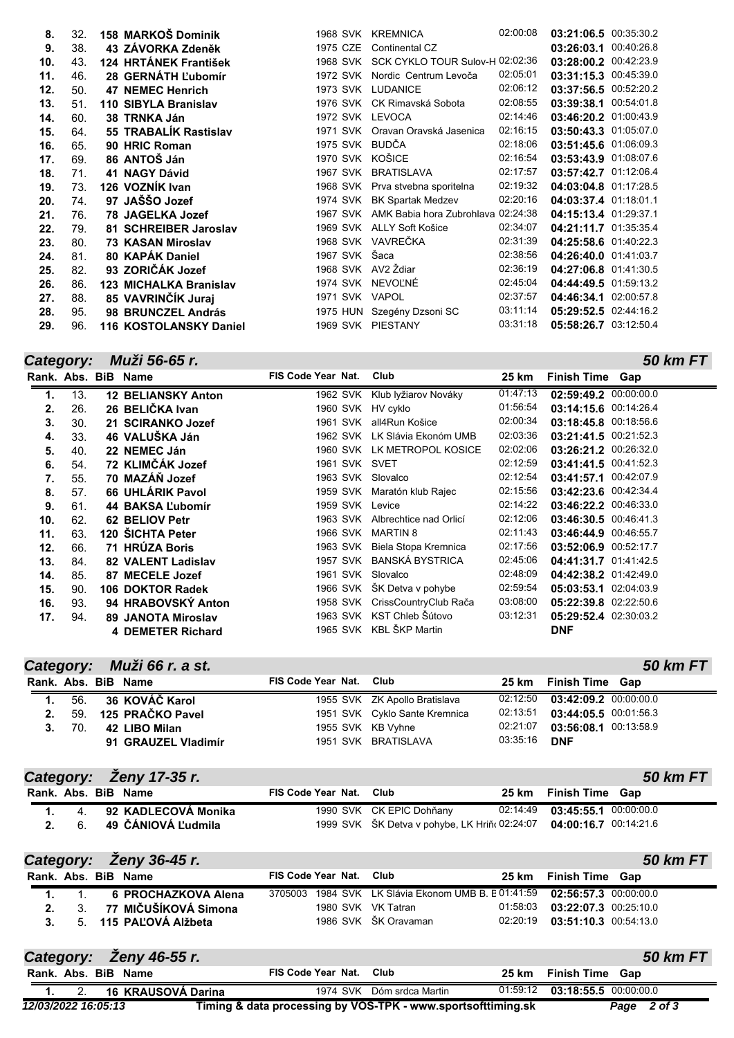| Rank. | Abs. | BiB | Name | FIS Code | Year | Nat. | Club | 25 km | Finish Time | Gap |
|---|---|---|---|---|---|---|---|---|---|---|
| 8. | 32. | 158 | **MARKOŠ Dominik** | | 1968 | SVK | KREMNICA | 02:00:08 | **03:21:06.5** | 00:35:30.2 |
| 9. | 38. | 43 | **ZÁVORKA Zdeněk** | | 1975 | CZE | Continental CZ | | **03:26:03.1** | 00:40:26.8 |
| 10. | 43. | 124 | **HRTÁNEK František** | | 1968 | SVK | SCK CYKLO TOUR Sulov-H | 02:02:36 | **03:28:00.2** | 00:42:23.9 |
| 11. | 46. | 28 | **GERNÁTH Ľubomír** | | 1972 | SVK | Nordic Centrum Levoča | 02:05:01 | **03:31:15.3** | 00:45:39.0 |
| 12. | 50. | 47 | **NEMEC Henrich** | | 1973 | SVK | LUDANICE | 02:06:12 | **03:37:56.5** | 00:52:20.2 |
| 13. | 51. | 110 | **SIBYLA Branislav** | | 1976 | SVK | CK Rimavská Sobota | 02:08:55 | **03:39:38.1** | 00:54:01.8 |
| 14. | 60. | 38 | **TRNKA Ján** | | 1972 | SVK | LEVOCA | 02:14:46 | **03:46:20.2** | 01:00:43.9 |
| 15. | 64. | 55 | **TRABALÍK Rastislav** | | 1971 | SVK | Oravan Oravská Jasenica | 02:16:15 | **03:50:43.3** | 01:05:07.0 |
| 16. | 65. | 90 | **HRIC Roman** | | 1975 | SVK | BUDČA | 02:18:06 | **03:51:45.6** | 01:06:09.3 |
| 17. | 69. | 86 | **ANTOŠ Ján** | | 1970 | SVK | KOŠICE | 02:16:54 | **03:53:43.9** | 01:08:07.6 |
| 18. | 71. | 41 | **NAGY Dávid** | | 1967 | SVK | BRATISLAVA | 02:17:57 | **03:57:42.7** | 01:12:06.4 |
| 19. | 73. | 126 | **VOZNÍK Ivan** | | 1968 | SVK | Prva stvebna sporitelna | 02:19:32 | **04:03:04.8** | 01:17:28.5 |
| 20. | 74. | 97 | **JAŠŠO Jozef** | | 1974 | SVK | BK Spartak Medzev | 02:20:16 | **04:03:37.4** | 01:18:01.1 |
| 21. | 76. | 78 | **JAGELKA Jozef** | | 1967 | SVK | AMK Babia hora Zubrohlava | 02:24:38 | **04:15:13.4** | 01:29:37.1 |
| 22. | 79. | 81 | **SCHREIBER Jaroslav** | | 1969 | SVK | ALLY Soft Košice | 02:34:07 | **04:21:11.7** | 01:35:35.4 |
| 23. | 80. | 73 | **KASAN Miroslav** | | 1968 | SVK | VAVREČKA | 02:31:39 | **04:25:58.6** | 01:40:22.3 |
| 24. | 81. | 80 | **KAPÁK Daniel** | | 1967 | SVK | Šaca | 02:38:56 | **04:26:40.0** | 01:41:03.7 |
| 25. | 82. | 93 | **ZORIČÁK Jozef** | | 1968 | SVK | AV2 Ždiar | 02:36:19 | **04:27:06.8** | 01:41:30.5 |
| 26. | 86. | 123 | **MICHALKA Branislav** | | 1974 | SVK | NEVOĽNÉ | 02:45:04 | **04:44:49.5** | 01:59:13.2 |
| 27. | 88. | 85 | **VAVRINČÍK Juraj** | | 1971 | SVK | VAPOL | 02:37:57 | **04:46:34.1** | 02:00:57.8 |
| 28. | 95. | 98 | **BRUNCZEL András** | | 1975 | HUN | Szegény Dzsoni SC | 03:11:14 | **05:29:52.5** | 02:44:16.2 |
| 29. | 96. | 116 | **KOSTOLANSKY Daniel** | | 1969 | SVK | PIESTANY | 03:31:18 | **05:58:26.7** | 03:12:50.4 |

## Category: Muži 56-65 r. — 50 km FT

| Rank. | Abs. | BiB | Name | FIS Code | Year | Nat. | Club | 25 km | Finish Time | Gap |
|---|---|---|---|---|---|---|---|---|---|---|
| 1. | 13. | 12 | **BELIANSKY Anton** | | 1962 | SVK | Klub lyžiarov Nováky | 01:47:13 | **02:59:49.2** | 00:00:00.0 |
| 2. | 26. | 26 | **BELIČKA Ivan** | | 1960 | SVK | HV cyklo | 01:56:54 | **03:14:15.6** | 00:14:26.4 |
| 3. | 30. | 21 | **SCIRANKO Jozef** | | 1961 | SVK | all4Run Košice | 02:00:34 | **03:18:45.8** | 00:18:56.6 |
| 4. | 33. | 46 | **VALUŠKA Ján** | | 1962 | SVK | LK Slávia Ekonóm UMB | 02:03:36 | **03:21:41.5** | 00:21:52.3 |
| 5. | 40. | 22 | **NEMEC Ján** | | 1960 | SVK | LK METROPOL KOSICE | 02:02:06 | **03:26:21.2** | 00:26:32.0 |
| 6. | 54. | 72 | **KLIMČÁK Jozef** | | 1961 | SVK | SVET | 02:12:59 | **03:41:41.5** | 00:41:52.3 |
| 7. | 55. | 70 | **MAZÁŇ Jozef** | | 1963 | SVK | Slovalco | 02:12:54 | **03:41:57.1** | 00:42:07.9 |
| 8. | 57. | 66 | **UHLÁRIK Pavol** | | 1959 | SVK | Maratón klub Rajec | 02:15:56 | **03:42:23.6** | 00:42:34.4 |
| 9. | 61. | 44 | **BAKSA Ľubomír** | | 1959 | SVK | Levice | 02:14:22 | **03:46:22.2** | 00:46:33.0 |
| 10. | 62. | 62 | **BELIOV Petr** | | 1963 | SVK | Albrechtice nad Orlicí | 02:12:06 | **03:46:30.5** | 00:46:41.3 |
| 11. | 63. | 120 | **ŠICHTA Peter** | | 1966 | SVK | MARTIN 8 | 02:11:43 | **03:46:44.9** | 00:46:55.7 |
| 12. | 66. | 71 | **HRÚZA Boris** | | 1963 | SVK | Biela Stopa Kremnica | 02:17:56 | **03:52:06.9** | 00:52:17.7 |
| 13. | 84. | 82 | **VALENT Ladislav** | | 1957 | SVK | BANSKÁ BYSTRICA | 02:45:06 | **04:41:31.7** | 01:41:42.5 |
| 14. | 85. | 87 | **MECELE Jozef** | | 1961 | SVK | Slovalco | 02:48:09 | **04:42:38.2** | 01:42:49.0 |
| 15. | 90. | 106 | **DOKTOR Radek** | | 1966 | SVK | ŠK Detva v pohybe | 02:59:54 | **05:03:53.1** | 02:04:03.9 |
| 16. | 93. | 94 | **HRABOVSKÝ Anton** | | 1958 | SVK | CrissCountryClub Rača | 03:08:00 | **05:22:39.8** | 02:22:50.6 |
| 17. | 94. | 89 | **JANOTA Miroslav** | | 1963 | SVK | KST Chleb Šútovo | 03:12:31 | **05:29:52.4** | 02:30:03.2 |
| | | 4 | **DEMETER Richard** | | 1965 | SVK | KBL ŠKP Martin | | **DNF** | |

## Category: Muži 66 r. a st. — 50 km FT

| Rank. | Abs. | BiB | Name | FIS Code | Year | Nat. | Club | 25 km | Finish Time | Gap |
|---|---|---|---|---|---|---|---|---|---|---|
| 1. | 56. | 36 | **KOVÁČ Karol** | | 1955 | SVK | ZK Apollo Bratislava | 02:12:50 | **03:42:09.2** | 00:00:00.0 |
| 2. | 59. | 125 | **PRAČKO Pavel** | | 1951 | SVK | Cyklo Sante Kremnica | 02:13:51 | **03:44:05.5** | 00:01:56.3 |
| 3. | 70. | 42 | **LIBO Milan** | | 1955 | SVK | KB Vyhne | 02:21:07 | **03:56:08.1** | 00:13:58.9 |
| | | 91 | **GRAUZEL Vladimír** | | 1951 | SVK | BRATISLAVA | 03:35:16 | **DNF** | |

## Category: Ženy 17-35 r. — 50 km FT

| Rank. | Abs. | BiB | Name | FIS Code | Year | Nat. | Club | 25 km | Finish Time | Gap |
|---|---|---|---|---|---|---|---|---|---|---|
| 1. | 4. | 92 | **KADLECOVÁ Monika** | | 1990 | SVK | CK EPIC Dohňany | 02:14:49 | **03:45:55.1** | 00:00:00.0 |
| 2. | 6. | 49 | **ČÁNIOVÁ Ľudmila** | | 1999 | SVK | ŠK Detva v pohybe, LK Hriňo | 02:24:07 | **04:00:16.7** | 00:14:21.6 |

## Category: Ženy 36-45 r. — 50 km FT

| Rank. | Abs. | BiB | Name | FIS Code | Year | Nat. | Club | 25 km | Finish Time | Gap |
|---|---|---|---|---|---|---|---|---|---|---|
| 1. | 1. | 6 | **PROCHAZKOVA Alena** | 3705003 | 1984 | SVK | LK Slávia Ekonom UMB B. B | 01:41:59 | **02:56:57.3** | 00:00:00.0 |
| 2. | 3. | 77 | **MIČUŠÍKOVÁ Simona** | | 1980 | SVK | VK Tatran | 01:58:03 | **03:22:07.3** | 00:25:10.0 |
| 3. | 5. | 115 | **PAĽOVÁ Alžbeta** | | 1986 | SVK | ŠK Oravaman | 02:20:19 | **03:51:10.3** | 00:54:13.0 |

## Category: Ženy 46-55 r. — 50 km FT

| Rank. | Abs. | BiB | Name | FIS Code | Year | Nat. | Club | 25 km | Finish Time | Gap |
|---|---|---|---|---|---|---|---|---|---|---|
| 1. | 2. | 16 | **KRAUSOVÁ Darina** | | 1974 | SVK | Dóm srdca Martin | 01:59:12 | **03:18:55.5** | 00:00:00.0 |

*12/03/2022 16:05:13* — Timing & data processing by VOS-TPK - www.sportsofttiming.sk